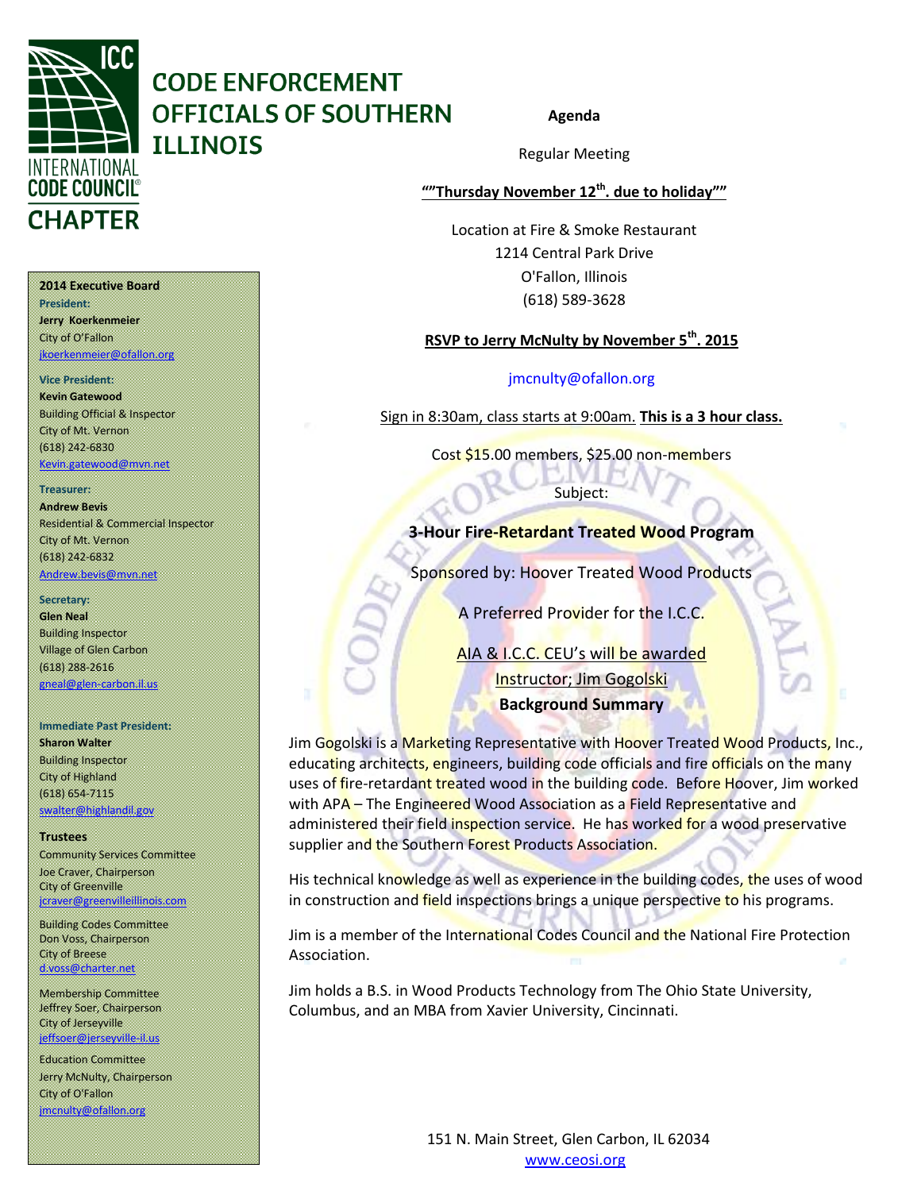# CODE ENFORCEMENT OFFICIALS OF SOUTHERN ILLINOIS

INTERNATIONAL CODE COUNCIL CHAPTER

**Agenda**

Regular Meeting

**""Thursday November 12th. due to holiday""**

Location at Fire & Smoke Restaurant
1214 Central Park Drive
O'Fallon, Illinois
(618) 589-3628

**RSVP to Jerry McNulty by November 5th. 2015**

jmcnulty@ofallon.org

Sign in 8:30am, class starts at 9:00am. **This is a 3 hour class.**

Cost $15.00 members, $25.00 non-members

Subject:

**3-Hour Fire-Retardant Treated Wood Program**

Sponsored by: Hoover Treated Wood Products

A Preferred Provider for the I.C.C.

AIA & I.C.C. CEU's will be awarded

Instructor; Jim Gogolski

**Background Summary**

Jim Gogolski is a Marketing Representative with Hoover Treated Wood Products, Inc., educating architects, engineers, building code officials and fire officials on the many uses of fire-retardant treated wood in the building code. Before Hoover, Jim worked with APA – The Engineered Wood Association as a Field Representative and administered their field inspection service. He has worked for a wood preservative supplier and the Southern Forest Products Association.

His technical knowledge as well as experience in the building codes, the uses of wood in construction and field inspections brings a unique perspective to his programs.

Jim is a member of the International Codes Council and the National Fire Protection Association.

Jim holds a B.S. in Wood Products Technology from The Ohio State University, Columbus, and an MBA from Xavier University, Cincinnati.

**2014 Executive Board**

**President:**
**Jerry Koerkenmeier**
City of O'Fallon
jkoerkenmeier@ofallon.org

**Vice President:**
**Kevin Gatewood**
Building Official & Inspector
City of Mt. Vernon
(618) 242-6830
Kevin.gatewood@mvn.net

**Treasurer:**
**Andrew Bevis**
Residential & Commercial Inspector
City of Mt. Vernon
(618) 242-6832
Andrew.bevis@mvn.net

**Secretary:**
**Glen Neal**
Building Inspector
Village of Glen Carbon
(618) 288-2616
gneal@glen-carbon.il.us

**Immediate Past President:**
**Sharon Walter**
Building Inspector
City of Highland
(618) 654-7115
swalter@highlandil.gov

**Trustees**

Community Services Committee
Joe Craver, Chairperson
City of Greenville
jcraver@greenvilleillinois.com

Building Codes Committee
Don Voss, Chairperson
City of Breese
d.voss@charter.net

Membership Committee
Jeffrey Soer, Chairperson
City of Jerseyville
jeffsoer@jerseyville-il.us

Education Committee
Jerry McNulty, Chairperson
City of O'Fallon
jmcnulty@ofallon.org

151 N. Main Street, Glen Carbon, IL 62034
www.ceosi.org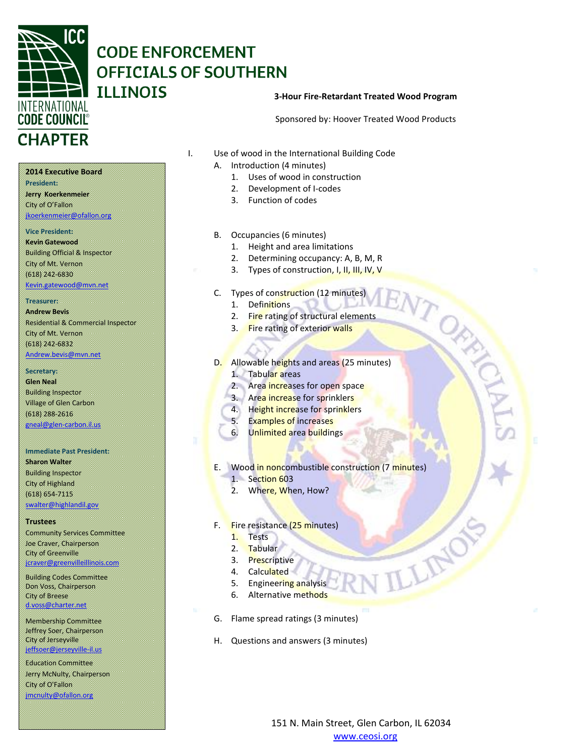# CODE ENFORCEMENT OFFICIALS OF SOUTHERN ILLINOIS

INTERNATIONAL CODE COUNCIL CHAPTER

**3-Hour Fire-Retardant Treated Wood Program**

Sponsored by: Hoover Treated Wood Products

**2014 Executive Board**

**President:**
**Jerry Koerkenmeier**
City of O'Fallon
jkoerkenmeier@ofallon.org

**Vice President:**
**Kevin Gatewood**
Building Official & Inspector
City of Mt. Vernon
(618) 242-6830
Kevin.gatewood@mvn.net

**Treasurer:**
**Andrew Bevis**
Residential & Commercial Inspector
City of Mt. Vernon
(618) 242-6832
Andrew.bevis@mvn.net

**Secretary:**
**Glen Neal**
Building Inspector
Village of Glen Carbon
(618) 288-2616
gneal@glen-carbon.il.us

**Immediate Past President:**
**Sharon Walter**
Building Inspector
City of Highland
(618) 654-7115
swalter@highlandil.gov

**Trustees**

Community Services Committee
Joe Craver, Chairperson
City of Greenville
jcraver@greenvilleillinois.com

Building Codes Committee
Don Voss, Chairperson
City of Breese
d.voss@charter.net

Membership Committee
Jeffrey Soer, Chairperson
City of Jerseyville
jeffsoer@jerseyville-il.us

Education Committee
Jerry McNulty, Chairperson
City of O'Fallon
jmcnulty@ofallon.org

I. Use of wood in the International Building Code
   A. Introduction (4 minutes)
      1. Uses of wood in construction
      2. Development of I-codes
      3. Function of codes
   B. Occupancies (6 minutes)
      1. Height and area limitations
      2. Determining occupancy: A, B, M, R
      3. Types of construction, I, II, III, IV, V
   C. Types of construction (12 minutes)
      1. Definitions
      2. Fire rating of structural elements
      3. Fire rating of exterior walls
   D. Allowable heights and areas (25 minutes)
      1. Tabular areas
      2. Area increases for open space
      3. Area increase for sprinklers
      4. Height increase for sprinklers
      5. Examples of increases
      6. Unlimited area buildings
   E. Wood in noncombustible construction (7 minutes)
      1. Section 603
      2. Where, When, How?
   F. Fire resistance (25 minutes)
      1. Tests
      2. Tabular
      3. Prescriptive
      4. Calculated
      5. Engineering analysis
      6. Alternative methods
   G. Flame spread ratings (3 minutes)
   H. Questions and answers (3 minutes)

151 N. Main Street, Glen Carbon, IL 62034
www.ceosi.org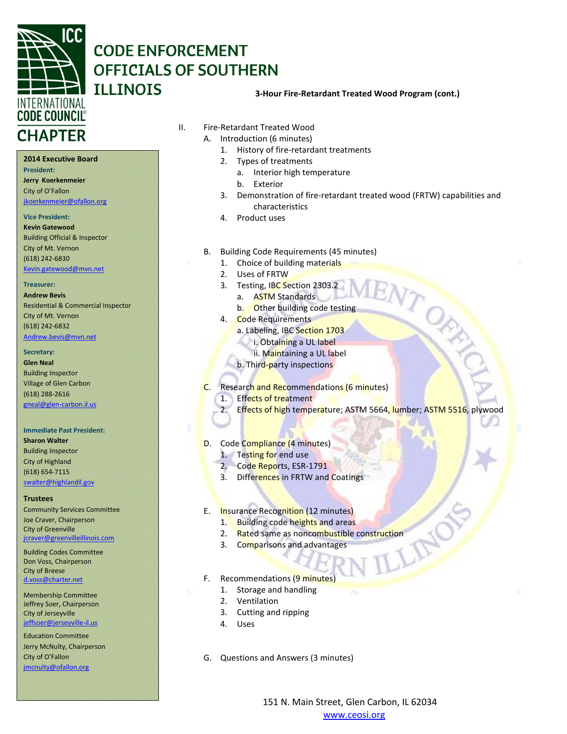# CODE ENFORCEMENT OFFICIALS OF SOUTHERN ILLINOIS

INTERNATIONAL CODE COUNCIL CHAPTER

**3-Hour Fire-Retardant Treated Wood Program (cont.)**

**2014 Executive Board**

**President:**
**Jerry Koerkenmeier**
City of O'Fallon
jkoerkenmeier@ofallon.org

**Vice President:**
**Kevin Gatewood**
Building Official & Inspector
City of Mt. Vernon
(618) 242-6830
Kevin.gatewood@mvn.net

**Treasurer:**
**Andrew Bevis**
Residential & Commercial Inspector
City of Mt. Vernon
(618) 242-6832
Andrew.bevis@mvn.net

**Secretary:**
**Glen Neal**
Building Inspector
Village of Glen Carbon
(618) 288-2616
gneal@glen-carbon.il.us

**Immediate Past President:**
**Sharon Walter**
Building Inspector
City of Highland
(618) 654-7115
swalter@highlandil.gov

**Trustees**

Community Services Committee
Joe Craver, Chairperson
City of Greenville
jcraver@greenvilleillinois.com

Building Codes Committee
Don Voss, Chairperson
City of Breese
d.voss@charter.net

Membership Committee
Jeffrey Soer, Chairperson
City of Jerseyville
jeffsoer@jerseyville-il.us

Education Committee
Jerry McNulty, Chairperson
City of O'Fallon
jmcnulty@ofallon.org

II. Fire-Retardant Treated Wood

- A. Introduction (6 minutes)
  1. History of fire-retardant treatments
  2. Types of treatments
     - a. Interior high temperature
     - b. Exterior
  3. Demonstration of fire-retardant treated wood (FRTW) capabilities and characteristics
  4. Product uses

- B. Building Code Requirements (45 minutes)
  1. Choice of building materials
  2. Uses of FRTW
  3. Testing, IBC Section 2303.2
     - a. ASTM Standards
     - b. Other building code testing
  4. Code Requirements
     - a. Labeling, IBC Section 1703
       - i. Obtaining a UL label
       - ii. Maintaining a UL label
     - b. Third-party inspections

- C. Research and Recommendations (6 minutes)
  1. Effects of treatment
  2. Effects of high temperature; ASTM 5664, lumber; ASTM 5516, plywood

- D. Code Compliance (4 minutes)
  1. Testing for end use
  2. Code Reports, ESR-1791
  3. Differences in FRTW and Coatings

- E. Insurance Recognition (12 minutes)
  1. Building code heights and areas
  2. Rated same as noncombustible construction
  3. Comparisons and advantages

- F. Recommendations (9 minutes)
  1. Storage and handling
  2. Ventilation
  3. Cutting and ripping
  4. Uses

- G. Questions and Answers (3 minutes)

151 N. Main Street, Glen Carbon, IL 62034
www.ceosi.org